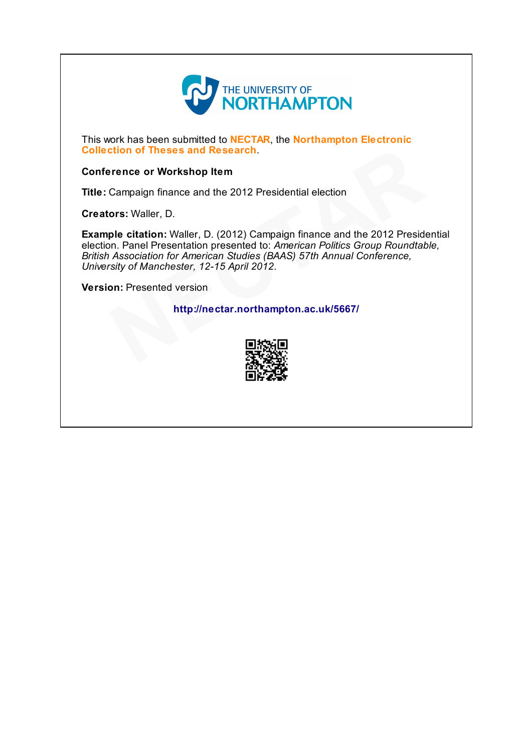THE UNIVERSITY OF NORTHAMPTON

This work has been submitted to **NECTAR**, the **Northampton Electronic Collection of Theses and Research**.

**Conference or Workshop Item**

**Title:** Campaign finance and the 2012 Presidential election

**Creators:** Waller, D.

**Example citation:** Waller, D. (2012) Campaign finance and the 2012 Presidential election. Panel Presentation presented to: *American Politics Group Roundtable, British Association for American Studies (BAAS) 57th Annual Conference, University of Manchester, 12-15 April 2012*.

**Version:** Presented version

**http://nectar.northampton.ac.uk/5667/**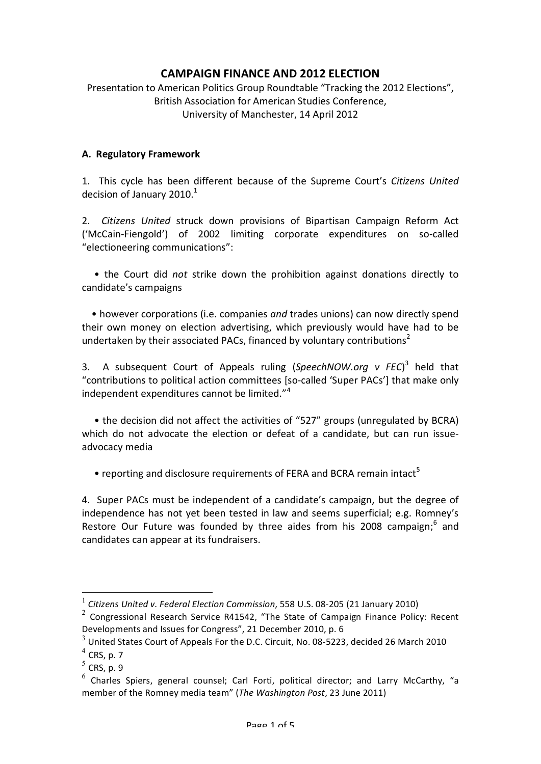# CAMPAIGN FINANCE AND 2012 ELECTION

Presentation to American Politics Group Roundtable "Tracking the 2012 Elections", British Association for American Studies Conference, University of Manchester, 14 April 2012

**A. Regulatory Framework**

1. This cycle has been different because of the Supreme Court's *Citizens United* decision of January 2010.[1]

2. *Citizens United* struck down provisions of Bipartisan Campaign Reform Act ('McCain-Feingold') of 2002 limiting corporate expenditures on so-called "electioneering communications":

- the Court did *not* strike down the prohibition against donations directly to candidate's campaigns
- however corporations (i.e. companies *and* trades unions) can now directly spend their own money on election advertising, which previously would have had to be undertaken by their associated PACs, financed by voluntary contributions[2]

3. A subsequent Court of Appeals ruling (*SpeechNOW.org v FEC*)[3] held that "contributions to political action committees [so-called 'Super PACs'] that make only independent expenditures cannot be limited."[4]

- the decision did not affect the activities of "527" groups (unregulated by BCRA) which do not advocate the election or defeat of a candidate, but can run issue-advocacy media
- reporting and disclosure requirements of FERA and BCRA remain intact[5]

4. Super PACs must be independent of a candidate's campaign, but the degree of independence has not yet been tested in law and seems superficial; e.g. Romney's Restore Our Future was founded by three aides from his 2008 campaign;[6] and candidates can appear at its fundraisers.

---

[1] *Citizens United v. Federal Election Commission*, 558 U.S. 08-205 (21 January 2010)

[2] Congressional Research Service R41542, "The State of Campaign Finance Policy: Recent Developments and Issues for Congress", 21 December 2010, p. 6

[3] United States Court of Appeals For the D.C. Circuit, No. 08-5223, decided 26 March 2010

[4] CRS, p. 7

[5] CRS, p. 9

[6] Charles Spiers, general counsel; Carl Forti, political director; and Larry McCarthy, "a member of the Romney media team" (*The Washington Post*, 23 June 2011)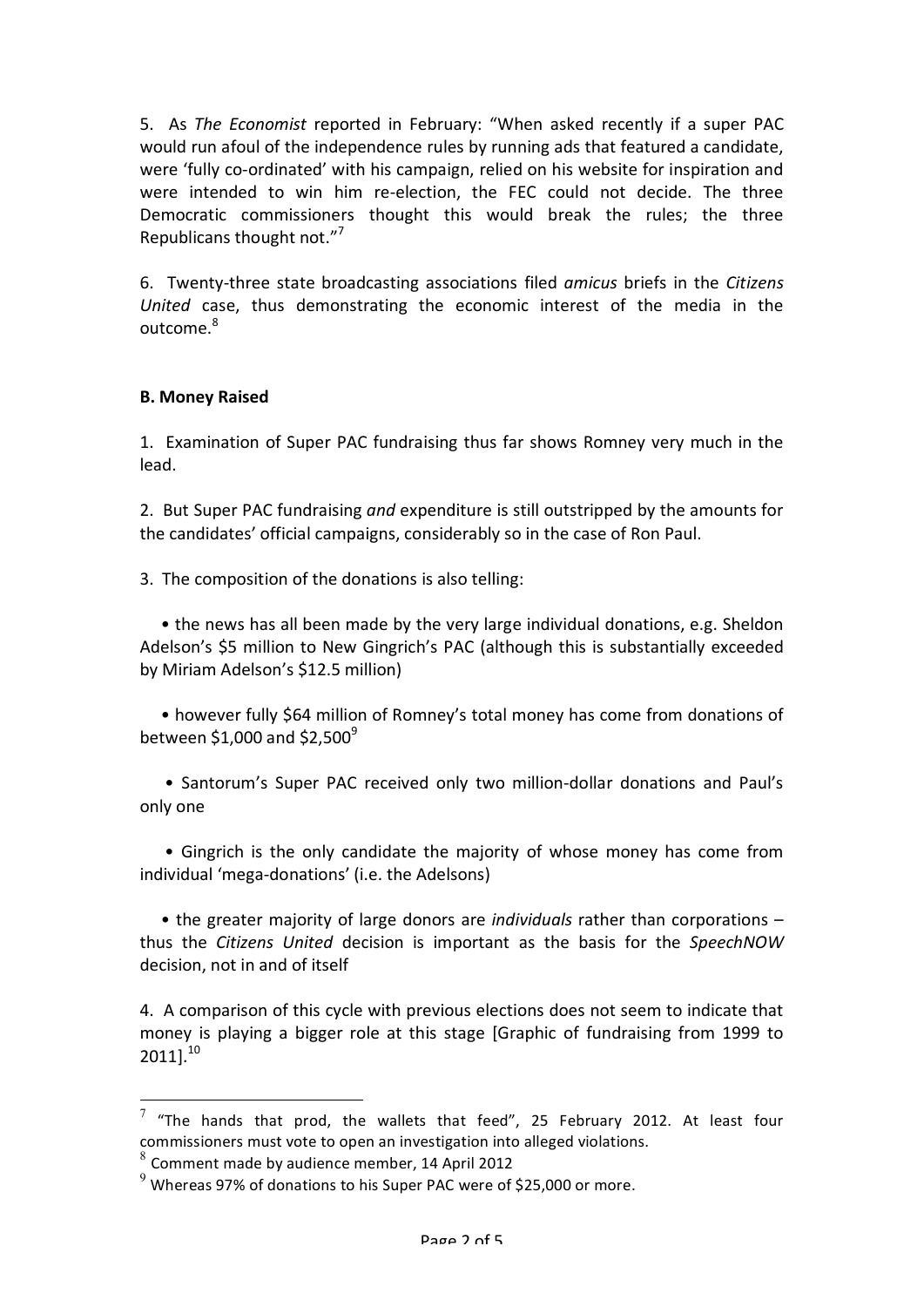5. As *The Economist* reported in February: "When asked recently if a super PAC would run afoul of the independence rules by running ads that featured a candidate, were 'fully co-ordinated' with his campaign, relied on his website for inspiration and were intended to win him re-election, the FEC could not decide. The three Democratic commissioners thought this would break the rules; the three Republicans thought not."[7]

6. Twenty-three state broadcasting associations filed *amicus* briefs in the *Citizens United* case, thus demonstrating the economic interest of the media in the outcome.[8]

**B. Money Raised**

1. Examination of Super PAC fundraising thus far shows Romney very much in the lead.

2. But Super PAC fundraising *and* expenditure is still outstripped by the amounts for the candidates' official campaigns, considerably so in the case of Ron Paul.

3. The composition of the donations is also telling:

- the news has all been made by the very large individual donations, e.g. Sheldon Adelson's $5 million to New Gingrich's PAC (although this is substantially exceeded by Miriam Adelson's $12.5 million)

- however fully $64 million of Romney's total money has come from donations of between $1,000 and $2,500[9]

- Santorum's Super PAC received only two million-dollar donations and Paul's only one

- Gingrich is the only candidate the majority of whose money has come from individual 'mega-donations' (i.e. the Adelsons)

- the greater majority of large donors are *individuals* rather than corporations – thus the *Citizens United* decision is important as the basis for the *SpeechNOW* decision, not in and of itself

4. A comparison of this cycle with previous elections does not seem to indicate that money is playing a bigger role at this stage [Graphic of fundraising from 1999 to 2011].[10]

---

[7] "The hands that prod, the wallets that feed", 25 February 2012. At least four commissioners must vote to open an investigation into alleged violations.

[8] Comment made by audience member, 14 April 2012

[9] Whereas 97% of donations to his Super PAC were of $25,000 or more.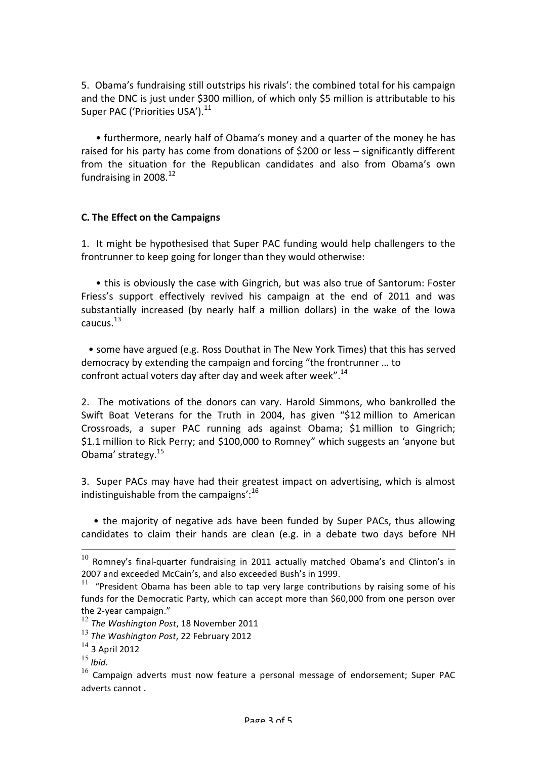5. Obama's fundraising still outstrips his rivals': the combined total for his campaign and the DNC is just under $300 million, of which only $5 million is attributable to his Super PAC ('Priorities USA').[11]

• furthermore, nearly half of Obama's money and a quarter of the money he has raised for his party has come from donations of $200 or less – significantly different from the situation for the Republican candidates and also from Obama's own fundraising in 2008.[12]

**C. The Effect on the Campaigns**

1. It might be hypothesised that Super PAC funding would help challengers to the frontrunner to keep going for longer than they would otherwise:

• this is obviously the case with Gingrich, but was also true of Santorum: Foster Friess's support effectively revived his campaign at the end of 2011 and was substantially increased (by nearly half a million dollars) in the wake of the Iowa caucus.[13]

• some have argued (e.g. Ross Douthat in The New York Times) that this has served democracy by extending the campaign and forcing "the frontrunner … to confront actual voters day after day and week after week".[14]

2. The motivations of the donors can vary. Harold Simmons, who bankrolled the Swift Boat Veterans for the Truth in 2004, has given "$12 million to American Crossroads, a super PAC running ads against Obama; $1 million to Gingrich; $1.1 million to Rick Perry; and $100,000 to Romney" which suggests an 'anyone but Obama' strategy.[15]

3. Super PACs may have had their greatest impact on advertising, which is almost indistinguishable from the campaigns':[16]

• the majority of negative ads have been funded by Super PACs, thus allowing candidates to claim their hands are clean (e.g. in a debate two days before NH

---

[10] Romney's final-quarter fundraising in 2011 actually matched Obama's and Clinton's in 2007 and exceeded McCain's, and also exceeded Bush's in 1999.

[11] "President Obama has been able to tap very large contributions by raising some of his funds for the Democratic Party, which can accept more than $60,000 from one person over the 2-year campaign."

[12] *The Washington Post*, 18 November 2011

[13] *The Washington Post*, 22 February 2012

[14] 3 April 2012

[15] *Ibid*.

[16] Campaign adverts must now feature a personal message of endorsement; Super PAC adverts cannot .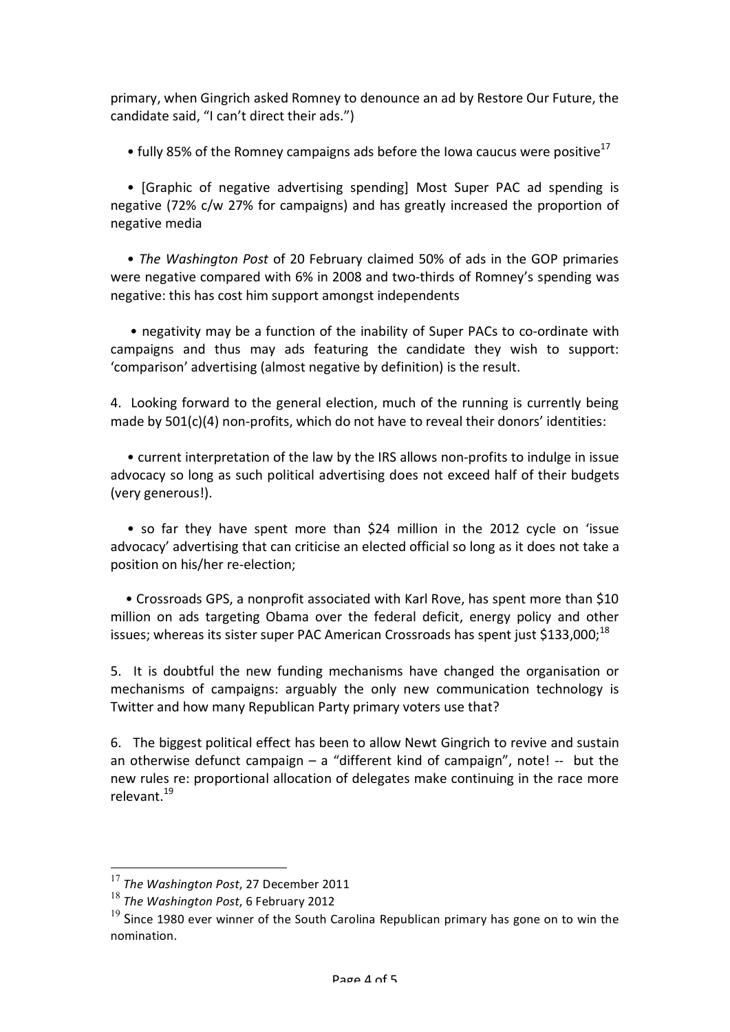primary, when Gingrich asked Romney to denounce an ad by Restore Our Future, the candidate said, "I can't direct their ads.")

- fully 85% of the Romney campaigns ads before the Iowa caucus were positive[17]

- [Graphic of negative advertising spending] Most Super PAC ad spending is negative (72% c/w 27% for campaigns) and has greatly increased the proportion of negative media

- *The Washington Post* of 20 February claimed 50% of ads in the GOP primaries were negative compared with 6% in 2008 and two-thirds of Romney's spending was negative: this has cost him support amongst independents

- negativity may be a function of the inability of Super PACs to co-ordinate with campaigns and thus may ads featuring the candidate they wish to support: 'comparison' advertising (almost negative by definition) is the result.

4. Looking forward to the general election, much of the running is currently being made by 501(c)(4) non-profits, which do not have to reveal their donors' identities:

- current interpretation of the law by the IRS allows non-profits to indulge in issue advocacy so long as such political advertising does not exceed half of their budgets (very generous!).

- so far they have spent more than $24 million in the 2012 cycle on 'issue advocacy' advertising that can criticise an elected official so long as it does not take a position on his/her re-election;

- Crossroads GPS, a nonprofit associated with Karl Rove, has spent more than $10 million on ads targeting Obama over the federal deficit, energy policy and other issues; whereas its sister super PAC American Crossroads has spent just $133,000;[18]

5. It is doubtful the new funding mechanisms have changed the organisation or mechanisms of campaigns: arguably the only new communication technology is Twitter and how many Republican Party primary voters use that?

6. The biggest political effect has been to allow Newt Gingrich to revive and sustain an otherwise defunct campaign – a "different kind of campaign", note! -- but the new rules re: proportional allocation of delegates make continuing in the race more relevant.[19]

---

[17] *The Washington Post*, 27 December 2011

[18] *The Washington Post*, 6 February 2012

[19] Since 1980 ever winner of the South Carolina Republican primary has gone on to win the nomination.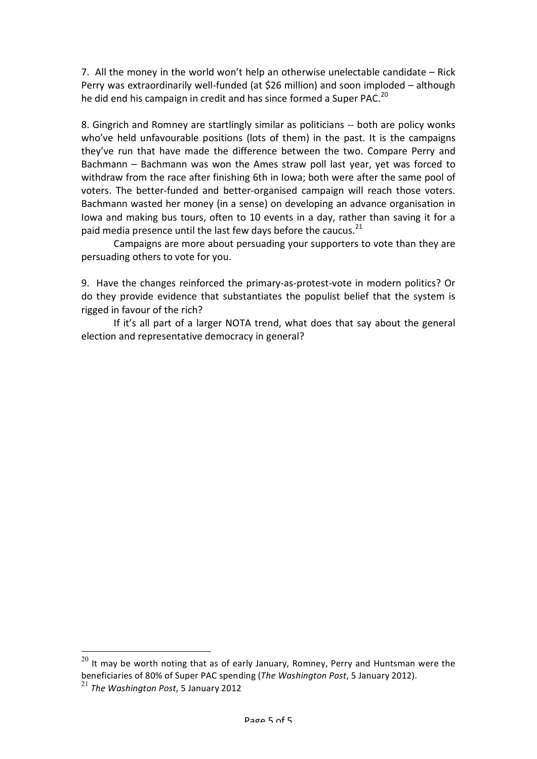7. All the money in the world won't help an otherwise unelectable candidate – Rick Perry was extraordinarily well-funded (at $26 million) and soon imploded – although he did end his campaign in credit and has since formed a Super PAC.[20]

8. Gingrich and Romney are startlingly similar as politicians -- both are policy wonks who've held unfavourable positions (lots of them) in the past. It is the campaigns they've run that have made the difference between the two. Compare Perry and Bachmann – Bachmann was won the Ames straw poll last year, yet was forced to withdraw from the race after finishing 6th in Iowa; both were after the same pool of voters. The better-funded and better-organised campaign will reach those voters. Bachmann wasted her money (in a sense) on developing an advance organisation in Iowa and making bus tours, often to 10 events in a day, rather than saving it for a paid media presence until the last few days before the caucus.[21]

Campaigns are more about persuading your supporters to vote than they are persuading others to vote for you.

9. Have the changes reinforced the primary-as-protest-vote in modern politics? Or do they provide evidence that substantiates the populist belief that the system is rigged in favour of the rich?

If it's all part of a larger NOTA trend, what does that say about the general election and representative democracy in general?

---

[20] It may be worth noting that as of early January, Romney, Perry and Huntsman were the beneficiaries of 80% of Super PAC spending (*The Washington Post*, 5 January 2012).

[21] *The Washington Post*, 5 January 2012